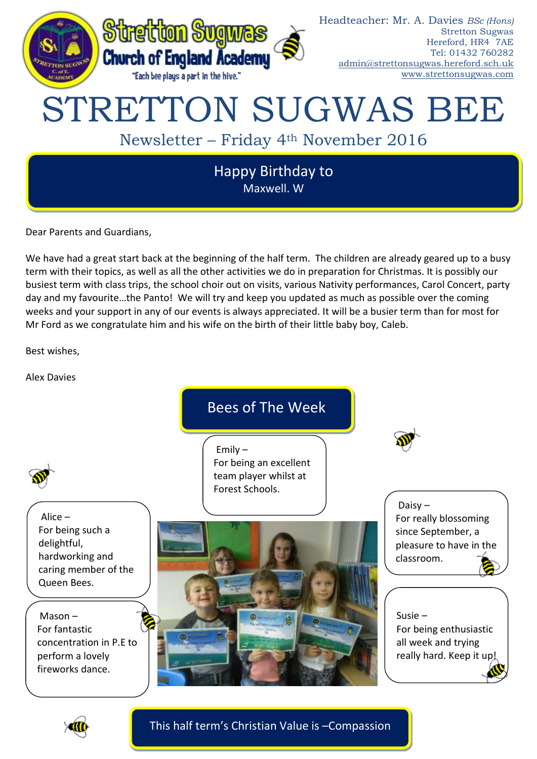Stretton Sugwas Church of England Academy

"Each bee plays a part in the hive."

Headteacher: Mr. A. Davies *BSc (Hons)*
Stretton Sugwas
Hereford, HR4 7AE
Tel: 01432 760282
admin@strettonsugwas.hereford.sch.uk
www.strettonsugwas.com

# STRETTON SUGWAS BEE

## Newsletter – Friday 4th November 2016

**Happy Birthday to**
Maxwell. W

Dear Parents and Guardians,

We have had a great start back at the beginning of the half term. The children are already geared up to a busy term with their topics, as well as all the other activities we do in preparation for Christmas. It is possibly our busiest term with class trips, the school choir out on visits, various Nativity performances, Carol Concert, party day and my favourite…the Panto! We will try and keep you updated as much as possible over the coming weeks and your support in any of our events is always appreciated. It will be a busier term than for most for Mr Ford as we congratulate him and his wife on the birth of their little baby boy, Caleb.

Best wishes,

Alex Davies

## Bees of The Week

Emily – For being an excellent team player whilst at Forest Schools.

Alice – For being such a delightful, hardworking and caring member of the Queen Bees.

Mason – For fantastic concentration in P.E to perform a lovely fireworks dance.

Daisy – For really blossoming since September, a pleasure to have in the classroom.

Susie – For being enthusiastic all week and trying really hard. Keep it up!

**This half term's Christian Value is –Compassion**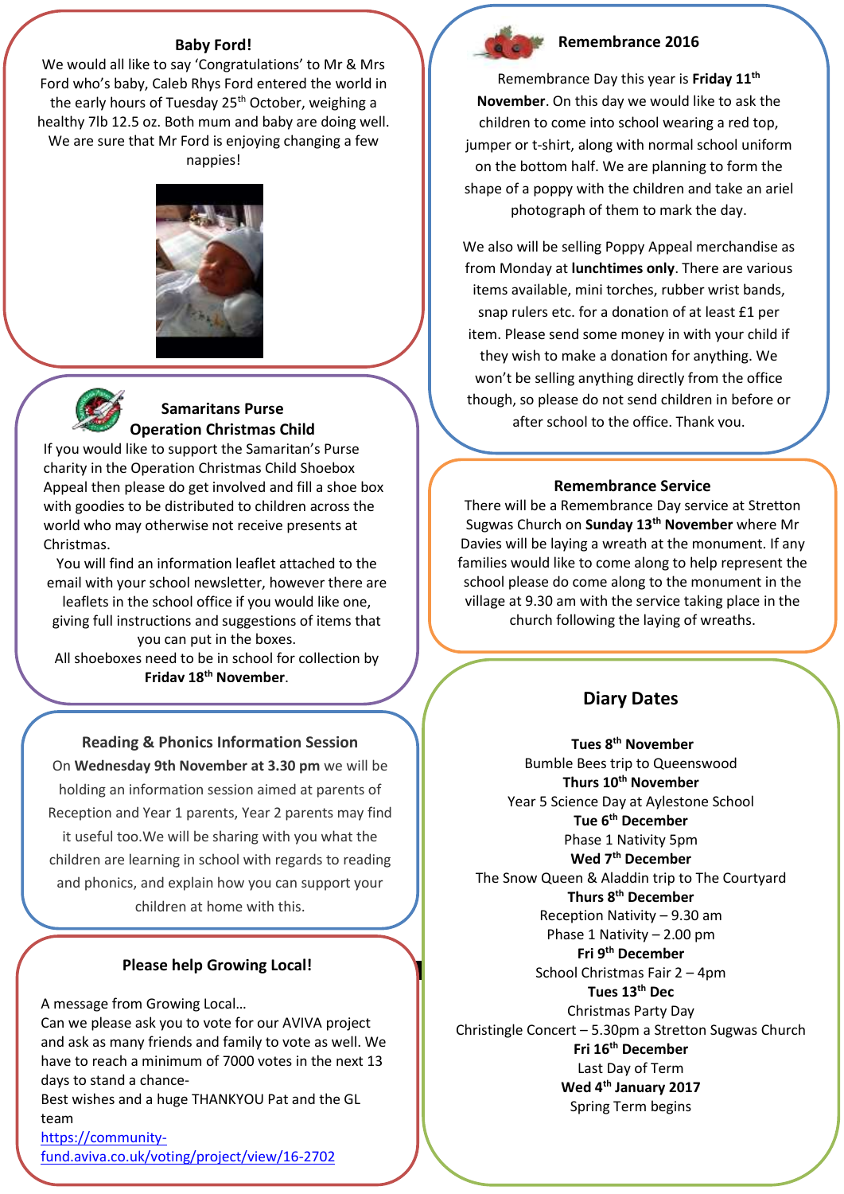## Baby Ford!

We would all like to say 'Congratulations' to Mr & Mrs Ford who's baby, Caleb Rhys Ford entered the world in the early hours of Tuesday 25th October, weighing a healthy 7lb 12.5 oz. Both mum and baby are doing well. We are sure that Mr Ford is enjoying changing a few nappies!

## Samaritans Purse Operation Christmas Child

If you would like to support the Samaritan's Purse charity in the Operation Christmas Child Shoebox Appeal then please do get involved and fill a shoe box with goodies to be distributed to children across the world who may otherwise not receive presents at Christmas.

You will find an information leaflet attached to the email with your school newsletter, however there are leaflets in the school office if you would like one, giving full instructions and suggestions of items that you can put in the boxes.

All shoeboxes need to be in school for collection by **Friday 18th November**.

## Reading & Phonics Information Session

On **Wednesday 9th November at 3.30 pm** we will be holding an information session aimed at parents of Reception and Year 1 parents, Year 2 parents may find it useful too.We will be sharing with you what the children are learning in school with regards to reading and phonics, and explain how you can support your children at home with this.

## Please help Growing Local!

A message from Growing Local…
Can we please ask you to vote for our AVIVA project and ask as many friends and family to vote as well. We have to reach a minimum of 7000 votes in the next 13 days to stand a chance-
Best wishes and a huge THANKYOU Pat and the GL team
https://community-fund.aviva.co.uk/voting/project/view/16-2702

## Remembrance 2016

Remembrance Day this year is **Friday 11th November**. On this day we would like to ask the children to come into school wearing a red top, jumper or t-shirt, along with normal school uniform on the bottom half. We are planning to form the shape of a poppy with the children and take an ariel photograph of them to mark the day.

We also will be selling Poppy Appeal merchandise as from Monday at **lunchtimes only**. There are various items available, mini torches, rubber wrist bands, snap rulers etc. for a donation of at least £1 per item. Please send some money in with your child if they wish to make a donation for anything. We won't be selling anything directly from the office though, so please do not send children in before or after school to the office. Thank you.

## Remembrance Service

There will be a Remembrance Day service at Stretton Sugwas Church on **Sunday 13th November** where Mr Davies will be laying a wreath at the monument. If any families would like to come along to help represent the school please do come along to the monument in the village at 9.30 am with the service taking place in the church following the laying of wreaths.

## Diary Dates

**Tues 8th November**
Bumble Bees trip to Queenswood
**Thurs 10th November**
Year 5 Science Day at Aylestone School
**Tue 6th December**
Phase 1 Nativity 5pm
**Wed 7th December**
The Snow Queen & Aladdin trip to The Courtyard
**Thurs 8th December**
Reception Nativity – 9.30 am
Phase 1 Nativity – 2.00 pm
**Fri 9th December**
School Christmas Fair 2 – 4pm
**Tues 13th Dec**
Christmas Party Day
Christingle Concert – 5.30pm a Stretton Sugwas Church
**Fri 16th December**
Last Day of Term
**Wed 4th January 2017**
Spring Term begins